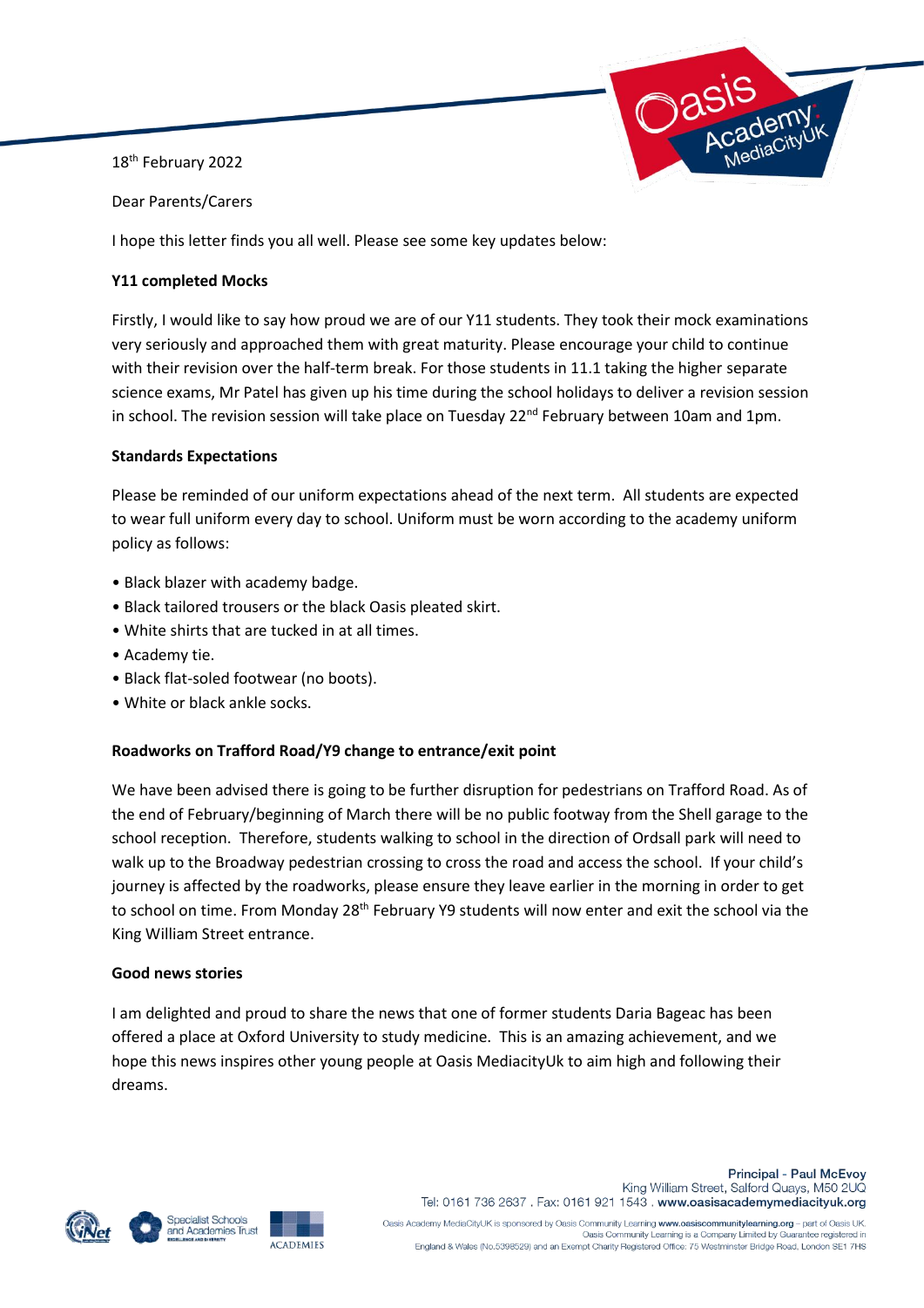18th February 2022

Dear Parents/Carers

I hope this letter finds you all well. Please see some key updates below:

**Y11 completed Mocks**

Firstly, I would like to say how proud we are of our Y11 students. They took their mock examinations very seriously and approached them with great maturity. Please encourage your child to continue with their revision over the half-term break. For those students in 11.1 taking the higher separate science exams, Mr Patel has given up his time during the school holidays to deliver a revision session in school. The revision session will take place on Tuesday 22nd February between 10am and 1pm.

**Standards Expectations**

Please be reminded of our uniform expectations ahead of the next term. All students are expected to wear full uniform every day to school. Uniform must be worn according to the academy uniform policy as follows:

- Black blazer with academy badge.
- Black tailored trousers or the black Oasis pleated skirt.
- White shirts that are tucked in at all times.
- Academy tie.
- Black flat-soled footwear (no boots).
- White or black ankle socks.

**Roadworks on Trafford Road/Y9 change to entrance/exit point**

We have been advised there is going to be further disruption for pedestrians on Trafford Road. As of the end of February/beginning of March there will be no public footway from the Shell garage to the school reception. Therefore, students walking to school in the direction of Ordsall park will need to walk up to the Broadway pedestrian crossing to cross the road and access the school. If your child's journey is affected by the roadworks, please ensure they leave earlier in the morning in order to get to school on time. From Monday 28th February Y9 students will now enter and exit the school via the King William Street entrance.

**Good news stories**

I am delighted and proud to share the news that one of former students Daria Bageac has been offered a place at Oxford University to study medicine. This is an amazing achievement, and we hope this news inspires other young people at Oasis MediacityUk to aim high and following their dreams.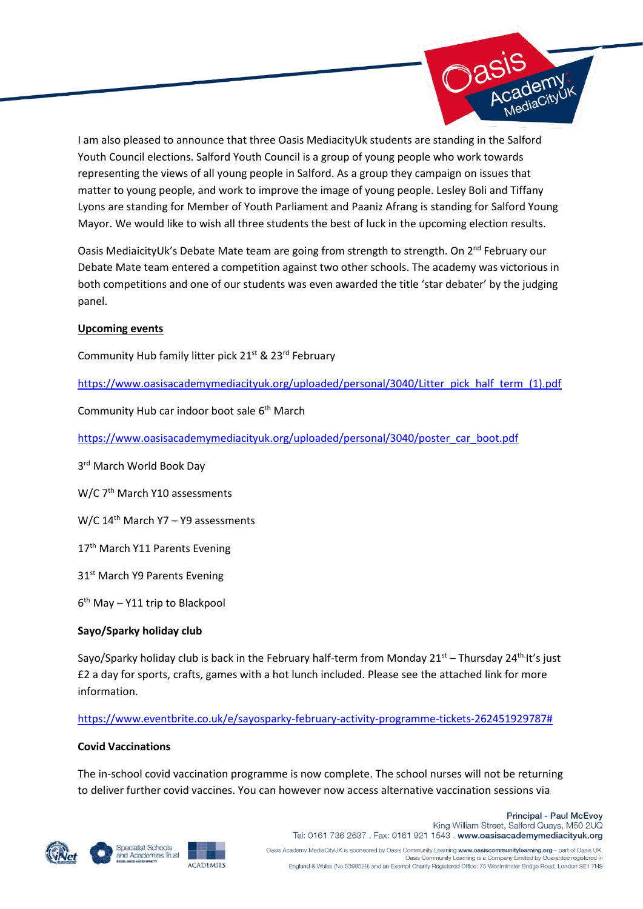I am also pleased to announce that three Oasis MediacityUk students are standing in the Salford Youth Council elections. Salford Youth Council is a group of young people who work towards representing the views of all young people in Salford. As a group they campaign on issues that matter to young people, and work to improve the image of young people. Lesley Boli and Tiffany Lyons are standing for Member of Youth Parliament and Paaniz Afrang is standing for Salford Young Mayor. We would like to wish all three students the best of luck in the upcoming election results.

Oasis MediaicityUk's Debate Mate team are going from strength to strength. On 2nd February our Debate Mate team entered a competition against two other schools. The academy was victorious in both competitions and one of our students was even awarded the title 'star debater' by the judging panel.

**Upcoming events**

Community Hub family litter pick 21st & 23rd February

https://www.oasisacademymediacityuk.org/uploaded/personal/3040/Litter_pick_half_term_(1).pdf

Community Hub car indoor boot sale 6th March

https://www.oasisacademymediacityuk.org/uploaded/personal/3040/poster_car_boot.pdf

3rd March World Book Day

W/C 7th March Y10 assessments

W/C 14th March Y7 – Y9 assessments

17th March Y11 Parents Evening

31st March Y9 Parents Evening

6th May – Y11 trip to Blackpool

**Sayo/Sparky holiday club**

Sayo/Sparky holiday club is back in the February half-term from Monday 21st – Thursday 24th. It's just £2 a day for sports, crafts, games with a hot lunch included. Please see the attached link for more information.

https://www.eventbrite.co.uk/e/sayosparky-february-activity-programme-tickets-262451929787#

**Covid Vaccinations**

The in-school covid vaccination programme is now complete. The school nurses will not be returning to deliver further covid vaccines. You can however now access alternative vaccination sessions via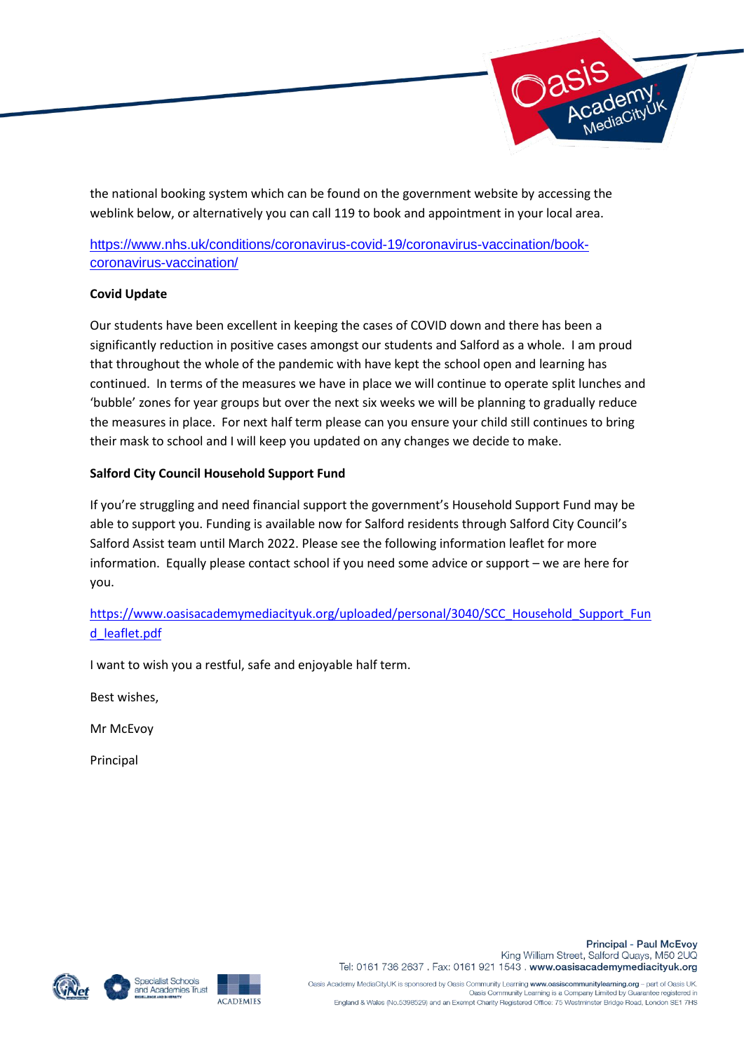the national booking system which can be found on the government website by accessing the weblink below, or alternatively you can call 119 to book and appointment in your local area.

https://www.nhs.uk/conditions/coronavirus-covid-19/coronavirus-vaccination/book-coronavirus-vaccination/

**Covid Update**

Our students have been excellent in keeping the cases of COVID down and there has been a significantly reduction in positive cases amongst our students and Salford as a whole. I am proud that throughout the whole of the pandemic with have kept the school open and learning has continued. In terms of the measures we have in place we will continue to operate split lunches and 'bubble' zones for year groups but over the next six weeks we will be planning to gradually reduce the measures in place. For next half term please can you ensure your child still continues to bring their mask to school and I will keep you updated on any changes we decide to make.

**Salford City Council Household Support Fund**

If you're struggling and need financial support the government's Household Support Fund may be able to support you. Funding is available now for Salford residents through Salford City Council's Salford Assist team until March 2022. Please see the following information leaflet for more information. Equally please contact school if you need some advice or support – we are here for you.

https://www.oasisacademymediacityuk.org/uploaded/personal/3040/SCC_Household_Support_Fund_leaflet.pdf

I want to wish you a restful, safe and enjoyable half term.

Best wishes,

Mr McEvoy

Principal